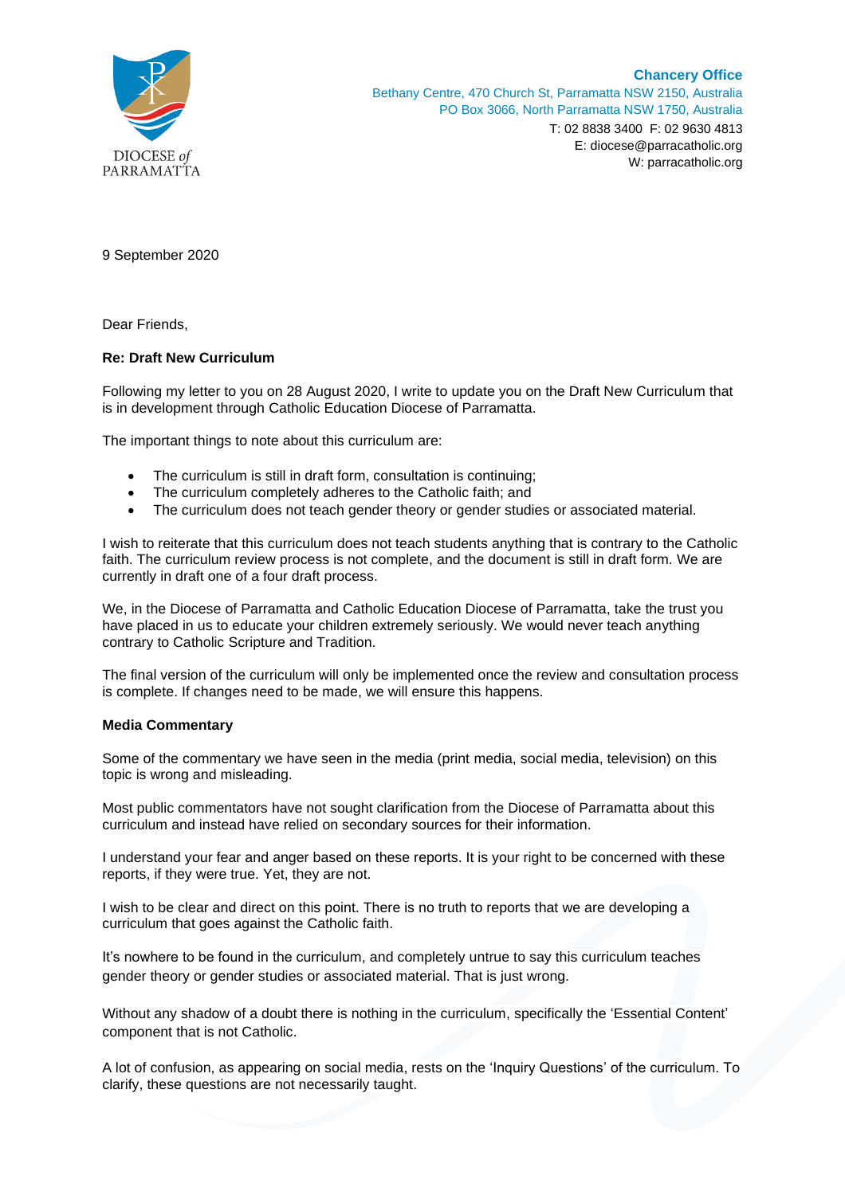DIOCESE *of* PARRAMATTA

**Chancery Office**
Bethany Centre, 470 Church St, Parramatta NSW 2150, Australia
PO Box 3066, North Parramatta NSW 1750, Australia
T: 02 8838 3400 F: 02 9630 4813
E: diocese@parracatholic.org
W: parracatholic.org

9 September 2020

Dear Friends,

**Re: Draft New Curriculum**

Following my letter to you on 28 August 2020, I write to update you on the Draft New Curriculum that is in development through Catholic Education Diocese of Parramatta.

The important things to note about this curriculum are:

- The curriculum is still in draft form, consultation is continuing;
- The curriculum completely adheres to the Catholic faith; and
- The curriculum does not teach gender theory or gender studies or associated material.

I wish to reiterate that this curriculum does not teach students anything that is contrary to the Catholic faith. The curriculum review process is not complete, and the document is still in draft form. We are currently in draft one of a four draft process.

We, in the Diocese of Parramatta and Catholic Education Diocese of Parramatta, take the trust you have placed in us to educate your children extremely seriously. We would never teach anything contrary to Catholic Scripture and Tradition.

The final version of the curriculum will only be implemented once the review and consultation process is complete. If changes need to be made, we will ensure this happens.

**Media Commentary**

Some of the commentary we have seen in the media (print media, social media, television) on this topic is wrong and misleading.

Most public commentators have not sought clarification from the Diocese of Parramatta about this curriculum and instead have relied on secondary sources for their information.

I understand your fear and anger based on these reports. It is your right to be concerned with these reports, if they were true. Yet, they are not.

I wish to be clear and direct on this point. There is no truth to reports that we are developing a curriculum that goes against the Catholic faith.

It's nowhere to be found in the curriculum, and completely untrue to say this curriculum teaches gender theory or gender studies or associated material. That is just wrong.

Without any shadow of a doubt there is nothing in the curriculum, specifically the 'Essential Content' component that is not Catholic.

A lot of confusion, as appearing on social media, rests on the 'Inquiry Questions' of the curriculum. To clarify, these questions are not necessarily taught.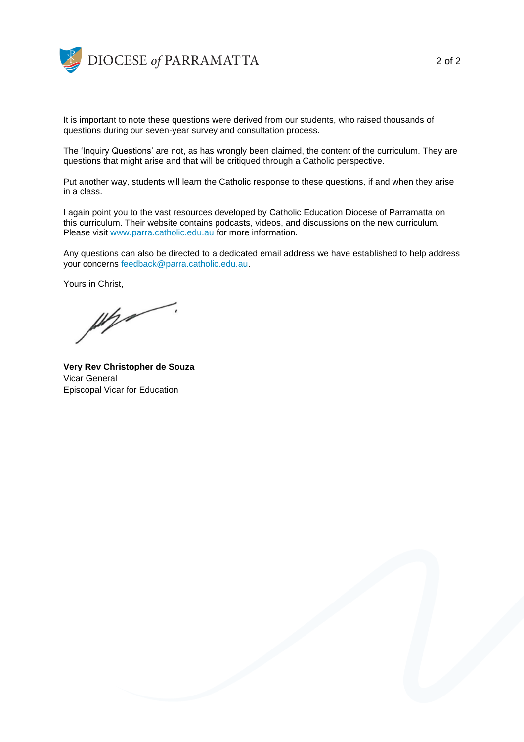It is important to note these questions were derived from our students, who raised thousands of questions during our seven-year survey and consultation process.

The 'Inquiry Questions' are not, as has wrongly been claimed, the content of the curriculum. They are questions that might arise and that will be critiqued through a Catholic perspective.

Put another way, students will learn the Catholic response to these questions, if and when they arise in a class.

I again point you to the vast resources developed by Catholic Education Diocese of Parramatta on this curriculum. Their website contains podcasts, videos, and discussions on the new curriculum. Please visit [www.parra.catholic.edu.au](http://www.parra.catholic.edu.au) for more information.

Any questions can also be directed to a dedicated email address we have established to help address your concerns [feedback@parra.catholic.edu.au](mailto:feedback@parra.catholic.edu.au).

Yours in Christ,

**Very Rev Christopher de Souza**
Vicar General
Episcopal Vicar for Education